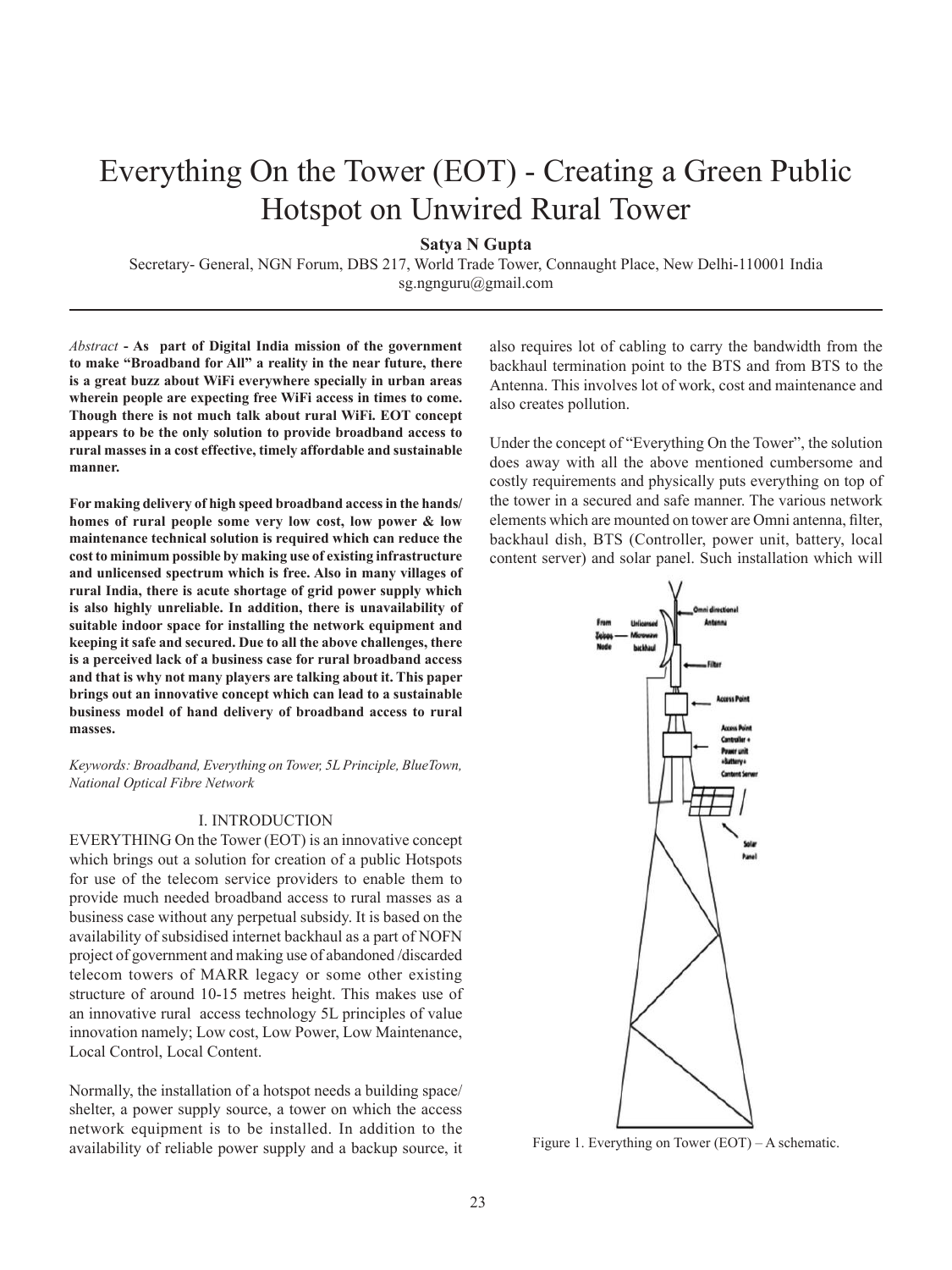# Everything On the Tower (EOT) - Creating a Green Public Hotspot on Unwired Rural Tower

**Satya N Gupta**

Secretary- General, NGN Forum, DBS 217, World Trade Tower, Connaught Place, New Delhi-110001 India
sg.ngnguru@gmail.com

*Abstract* **- As part of Digital India mission of the government to make "Broadband for All" a reality in the near future, there is a great buzz about WiFi everywhere specially in urban areas wherein people are expecting free WiFi access in times to come. Though there is not much talk about rural WiFi. EOT concept appears to be the only solution to provide broadband access to rural masses in a cost effective, timely affordable and sustainable manner.**

**For making delivery of high speed broadband access in the hands/ homes of rural people some very low cost, low power & low maintenance technical solution is required which can reduce the cost to minimum possible by making use of existing infrastructure and unlicensed spectrum which is free. Also in many villages of rural India, there is acute shortage of grid power supply which is also highly unreliable. In addition, there is unavailability of suitable indoor space for installing the network equipment and keeping it safe and secured. Due to all the above challenges, there is a perceived lack of a business case for rural broadband access and that is why not many players are talking about it. This paper brings out an innovative concept which can lead to a sustainable business model of hand delivery of broadband access to rural masses.**

*Keywords: Broadband, Everything on Tower, 5L Principle, BlueTown, National Optical Fibre Network*

## I. INTRODUCTION

EVERYTHING On the Tower (EOT) is an innovative concept which brings out a solution for creation of a public Hotspots for use of the telecom service providers to enable them to provide much needed broadband access to rural masses as a business case without any perpetual subsidy. It is based on the availability of subsidised internet backhaul as a part of NOFN project of government and making use of abandoned /discarded telecom towers of MARR legacy or some other existing structure of around 10-15 metres height. This makes use of an innovative rural access technology 5L principles of value innovation namely; Low cost, Low Power, Low Maintenance, Local Control, Local Content.

Normally, the installation of a hotspot needs a building space/ shelter, a power supply source, a tower on which the access network equipment is to be installed. In addition to the availability of reliable power supply and a backup source, it also requires lot of cabling to carry the bandwidth from the backhaul termination point to the BTS and from BTS to the Antenna. This involves lot of work, cost and maintenance and also creates pollution.

Under the concept of "Everything On the Tower", the solution does away with all the above mentioned cumbersome and costly requirements and physically puts everything on top of the tower in a secured and safe manner. The various network elements which are mounted on tower are Omni antenna, filter, backhaul dish, BTS (Controller, power unit, battery, local content server) and solar panel. Such installation which will

Figure 1. Everything on Tower (EOT) – A schematic.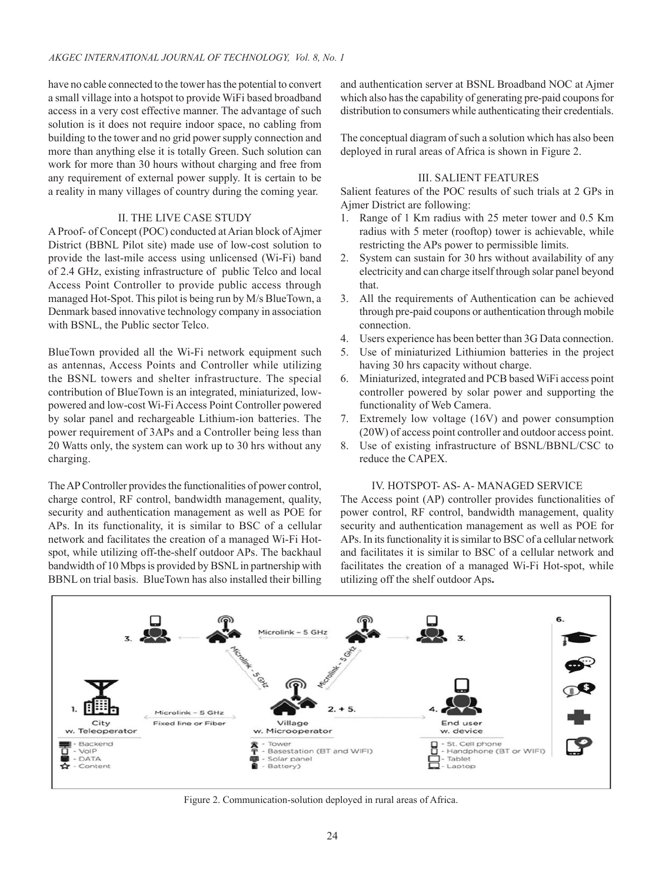have no cable connected to the tower has the potential to convert a small village into a hotspot to provide WiFi based broadband access in a very cost effective manner. The advantage of such solution is it does not require indoor space, no cabling from building to the tower and no grid power supply connection and more than anything else it is totally Green. Such solution can work for more than 30 hours without charging and free from any requirement of external power supply. It is certain to be a reality in many villages of country during the coming year.

## II. THE LIVE CASE STUDY

A Proof- of Concept (POC) conducted at Arian block of Ajmer District (BBNL Pilot site) made use of low-cost solution to provide the last-mile access using unlicensed (Wi-Fi) band of 2.4 GHz, existing infrastructure of public Telco and local Access Point Controller to provide public access through managed Hot-Spot. This pilot is being run by M/s BlueTown, a Denmark based innovative technology company in association with BSNL, the Public sector Telco.

BlueTown provided all the Wi-Fi network equipment such as antennas, Access Points and Controller while utilizing the BSNL towers and shelter infrastructure. The special contribution of BlueTown is an integrated, miniaturized, low-powered and low-cost Wi-Fi Access Point Controller powered by solar panel and rechargeable Lithium-ion batteries. The power requirement of 3APs and a Controller being less than 20 Watts only, the system can work up to 30 hrs without any charging.

The AP Controller provides the functionalities of power control, charge control, RF control, bandwidth management, quality, security and authentication management as well as POE for APs. In its functionality, it is similar to BSC of a cellular network and facilitates the creation of a managed Wi-Fi Hot-spot, while utilizing off-the-shelf outdoor APs. The backhaul bandwidth of 10 Mbps is provided by BSNL in partnership with BBNL on trial basis. BlueTown has also installed their billing and authentication server at BSNL Broadband NOC at Ajmer which also has the capability of generating pre-paid coupons for distribution to consumers while authenticating their credentials.

The conceptual diagram of such a solution which has also been deployed in rural areas of Africa is shown in Figure 2.

## III. SALIENT FEATURES

Salient features of the POC results of such trials at 2 GPs in Ajmer District are following:

1. Range of 1 Km radius with 25 meter tower and 0.5 Km radius with 5 meter (rooftop) tower is achievable, while restricting the APs power to permissible limits.
2. System can sustain for 30 hrs without availability of any electricity and can charge itself through solar panel beyond that.
3. All the requirements of Authentication can be achieved through pre-paid coupons or authentication through mobile connection.
4. Users experience has been better than 3G Data connection.
5. Use of miniaturized Lithiumion batteries in the project having 30 hrs capacity without charge.
6. Miniaturized, integrated and PCB based WiFi access point controller powered by solar power and supporting the functionality of Web Camera.
7. Extremely low voltage (16V) and power consumption (20W) of access point controller and outdoor access point.
8. Use of existing infrastructure of BSNL/BBNL/CSC to reduce the CAPEX.

## IV. HOTSPOT- AS- A- MANAGED SERVICE

The Access point (AP) controller provides functionalities of power control, RF control, bandwidth management, quality security and authentication management as well as POE for APs. In its functionality it is similar to BSC of a cellular network and facilitates it is similar to BSC of a cellular network and facilitates the creation of a managed Wi-Fi Hot-spot, while utilizing off the shelf outdoor Aps**.**

Figure 2. Communication-solution deployed in rural areas of Africa.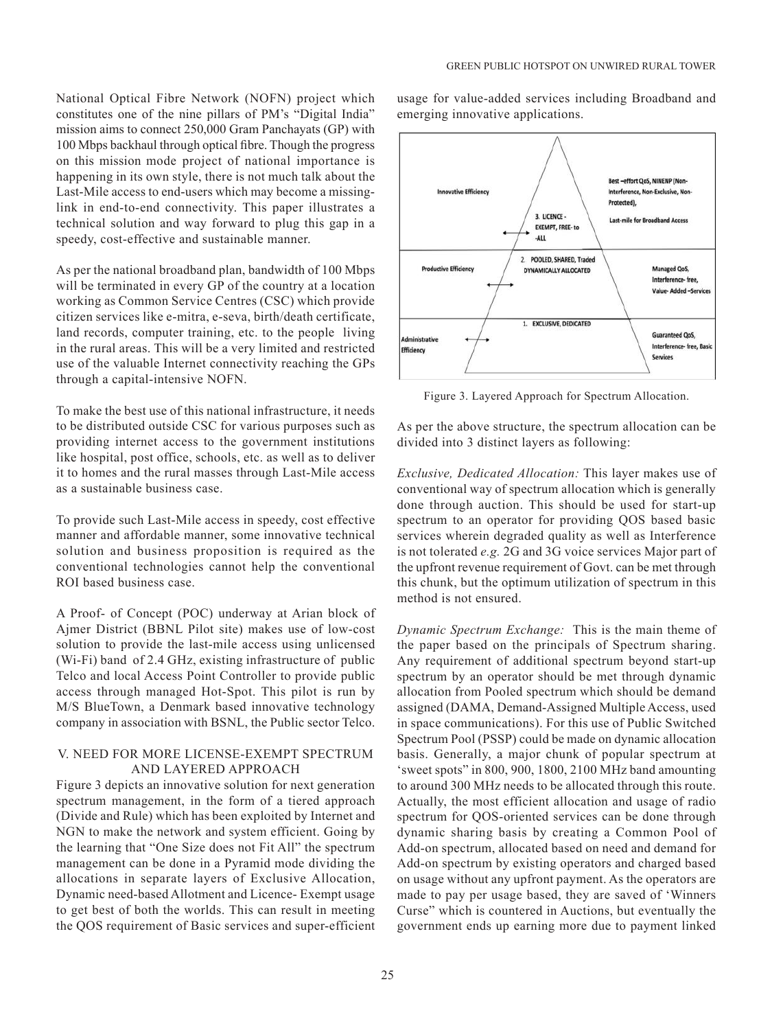National Optical Fibre Network (NOFN) project which constitutes one of the nine pillars of PM's "Digital India" mission aims to connect 250,000 Gram Panchayats (GP) with 100 Mbps backhaul through optical fibre. Though the progress on this mission mode project of national importance is happening in its own style, there is not much talk about the Last-Mile access to end-users which may become a missing-link in end-to-end connectivity. This paper illustrates a technical solution and way forward to plug this gap in a speedy, cost-effective and sustainable manner.

As per the national broadband plan, bandwidth of 100 Mbps will be terminated in every GP of the country at a location working as Common Service Centres (CSC) which provide citizen services like e-mitra, e-seva, birth/death certificate, land records, computer training, etc. to the people living in the rural areas. This will be a very limited and restricted use of the valuable Internet connectivity reaching the GPs through a capital-intensive NOFN.

To make the best use of this national infrastructure, it needs to be distributed outside CSC for various purposes such as providing internet access to the government institutions like hospital, post office, schools, etc. as well as to deliver it to homes and the rural masses through Last-Mile access as a sustainable business case.

To provide such Last-Mile access in speedy, cost effective manner and affordable manner, some innovative technical solution and business proposition is required as the conventional technologies cannot help the conventional ROI based business case.

A Proof- of Concept (POC) underway at Arian block of Ajmer District (BBNL Pilot site) makes use of low-cost solution to provide the last-mile access using unlicensed (Wi-Fi) band of 2.4 GHz, existing infrastructure of public Telco and local Access Point Controller to provide public access through managed Hot-Spot. This pilot is run by M/S BlueTown, a Denmark based innovative technology company in association with BSNL, the Public sector Telco.

## V. NEED FOR MORE LICENSE-EXEMPT SPECTRUM AND LAYERED APPROACH

Figure 3 depicts an innovative solution for next generation spectrum management, in the form of a tiered approach (Divide and Rule) which has been exploited by Internet and NGN to make the network and system efficient. Going by the learning that "One Size does not Fit All" the spectrum management can be done in a Pyramid mode dividing the allocations in separate layers of Exclusive Allocation, Dynamic need-based Allotment and Licence- Exempt usage to get best of both the worlds. This can result in meeting the QOS requirement of Basic services and super-efficient usage for value-added services including Broadband and emerging innovative applications.

Innovative Efficiency | 3. LICENCE - EXEMPT, FREE- to -ALL | Best –effort QoS, NINENP (Non-Interference, Non-Exclusive, Non-Protected), Last-mile for Broadband Access

Productive Efficiency | 2. POOLED, SHARED, Traded DYNAMICALLY ALLOCATED | Managed QoS, Interference- free, Value- Added –Services

Administrative Efficiency | 1. EXCLUSIVE, DEDICATED | Guaranteed QoS, Interference- free, Basic Services

Figure 3. Layered Approach for Spectrum Allocation.

As per the above structure, the spectrum allocation can be divided into 3 distinct layers as following:

*Exclusive, Dedicated Allocation:* This layer makes use of conventional way of spectrum allocation which is generally done through auction. This should be used for start-up spectrum to an operator for providing QOS based basic services wherein degraded quality as well as Interference is not tolerated *e.g.* 2G and 3G voice services Major part of the upfront revenue requirement of Govt. can be met through this chunk, but the optimum utilization of spectrum in this method is not ensured.

*Dynamic Spectrum Exchange:* This is the main theme of the paper based on the principals of Spectrum sharing. Any requirement of additional spectrum beyond start-up spectrum by an operator should be met through dynamic allocation from Pooled spectrum which should be demand assigned (DAMA, Demand-Assigned Multiple Access, used in space communications). For this use of Public Switched Spectrum Pool (PSSP) could be made on dynamic allocation basis. Generally, a major chunk of popular spectrum at 'sweet spots" in 800, 900, 1800, 2100 MHz band amounting to around 300 MHz needs to be allocated through this route. Actually, the most efficient allocation and usage of radio spectrum for QOS-oriented services can be done through dynamic sharing basis by creating a Common Pool of Add-on spectrum, allocated based on need and demand for Add-on spectrum by existing operators and charged based on usage without any upfront payment. As the operators are made to pay per usage based, they are saved of 'Winners Curse" which is countered in Auctions, but eventually the government ends up earning more due to payment linked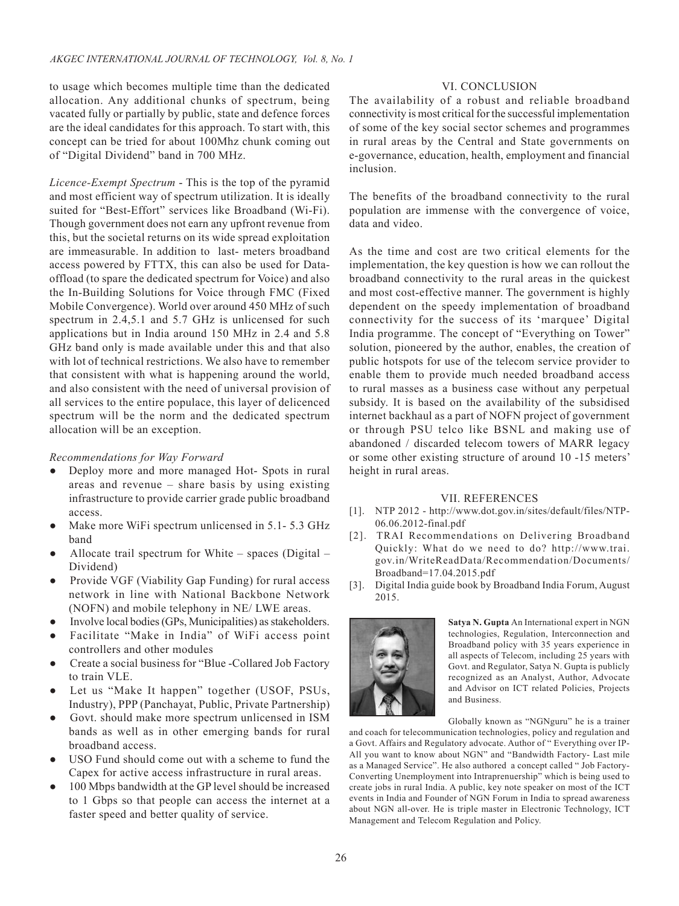to usage which becomes multiple time than the dedicated allocation. Any additional chunks of spectrum, being vacated fully or partially by public, state and defence forces are the ideal candidates for this approach. To start with, this concept can be tried for about 100Mhz chunk coming out of "Digital Dividend" band in 700 MHz.

*Licence-Exempt Spectrum* - This is the top of the pyramid and most efficient way of spectrum utilization. It is ideally suited for "Best-Effort" services like Broadband (Wi-Fi). Though government does not earn any upfront revenue from this, but the societal returns on its wide spread exploitation are immeasurable. In addition to last- meters broadband access powered by FTTX, this can also be used for Data-offload (to spare the dedicated spectrum for Voice) and also the In-Building Solutions for Voice through FMC (Fixed Mobile Convergence). World over around 450 MHz of such spectrum in 2.4,5.1 and 5.7 GHz is unlicensed for such applications but in India around 150 MHz in 2.4 and 5.8 GHz band only is made available under this and that also with lot of technical restrictions. We also have to remember that consistent with what is happening around the world, and also consistent with the need of universal provision of all services to the entire populace, this layer of delicenced spectrum will be the norm and the dedicated spectrum allocation will be an exception.

*Recommendations for Way Forward*

- Deploy more and more managed Hot- Spots in rural areas and revenue – share basis by using existing infrastructure to provide carrier grade public broadband access.
- Make more WiFi spectrum unlicensed in 5.1- 5.3 GHz band
- Allocate trail spectrum for White – spaces (Digital – Dividend)
- Provide VGF (Viability Gap Funding) for rural access network in line with National Backbone Network (NOFN) and mobile telephony in NE/ LWE areas.
- Involve local bodies (GPs, Municipalities) as stakeholders.
- Facilitate "Make in India" of WiFi access point controllers and other modules
- Create a social business for "Blue -Collared Job Factory to train VLE.
- Let us "Make It happen" together (USOF, PSUs, Industry), PPP (Panchayat, Public, Private Partnership)
- Govt. should make more spectrum unlicensed in ISM bands as well as in other emerging bands for rural broadband access.
- USO Fund should come out with a scheme to fund the Capex for active access infrastructure in rural areas.
- 100 Mbps bandwidth at the GP level should be increased to 1 Gbps so that people can access the internet at a faster speed and better quality of service.

## VI. CONCLUSION

The availability of a robust and reliable broadband connectivity is most critical for the successful implementation of some of the key social sector schemes and programmes in rural areas by the Central and State governments on e-governance, education, health, employment and financial inclusion.

The benefits of the broadband connectivity to the rural population are immense with the convergence of voice, data and video.

As the time and cost are two critical elements for the implementation, the key question is how we can rollout the broadband connectivity to the rural areas in the quickest and most cost-effective manner. The government is highly dependent on the speedy implementation of broadband connectivity for the success of its 'marquee' Digital India programme. The concept of "Everything on Tower" solution, pioneered by the author, enables, the creation of public hotspots for use of the telecom service provider to enable them to provide much needed broadband access to rural masses as a business case without any perpetual subsidy. It is based on the availability of the subsidised internet backhaul as a part of NOFN project of government or through PSU telco like BSNL and making use of abandoned / discarded telecom towers of MARR legacy or some other existing structure of around 10 -15 meters' height in rural areas.

## VII. REFERENCES

[1]. NTP 2012 - http://www.dot.gov.in/sites/default/files/NTP-06.06.2012-final.pdf

[2]. TRAI Recommendations on Delivering Broadband Quickly: What do we need to do? http://www.trai.gov.in/WriteReadData/Recommendation/Documents/Broadband=17.04.2015.pdf

[3]. Digital India guide book by Broadband India Forum, August 2015.

**Satya N. Gupta** An International expert in NGN technologies, Regulation, Interconnection and Broadband policy with 35 years experience in all aspects of Telecom, including 25 years with Govt. and Regulator, Satya N. Gupta is publicly recognized as an Analyst, Author, Advocate and Advisor on ICT related Policies, Projects and Business.

Globally known as "NGNguru" he is a trainer and coach for telecommunication technologies, policy and regulation and a Govt. Affairs and Regulatory advocate. Author of " Everything over IP- All you want to know about NGN" and "Bandwidth Factory- Last mile as a Managed Service". He also authored a concept called " Job Factory- Converting Unemployment into Intraprenuership" which is being used to create jobs in rural India. A public, key note speaker on most of the ICT events in India and Founder of NGN Forum in India to spread awareness about NGN all-over. He is triple master in Electronic Technology, ICT Management and Telecom Regulation and Policy.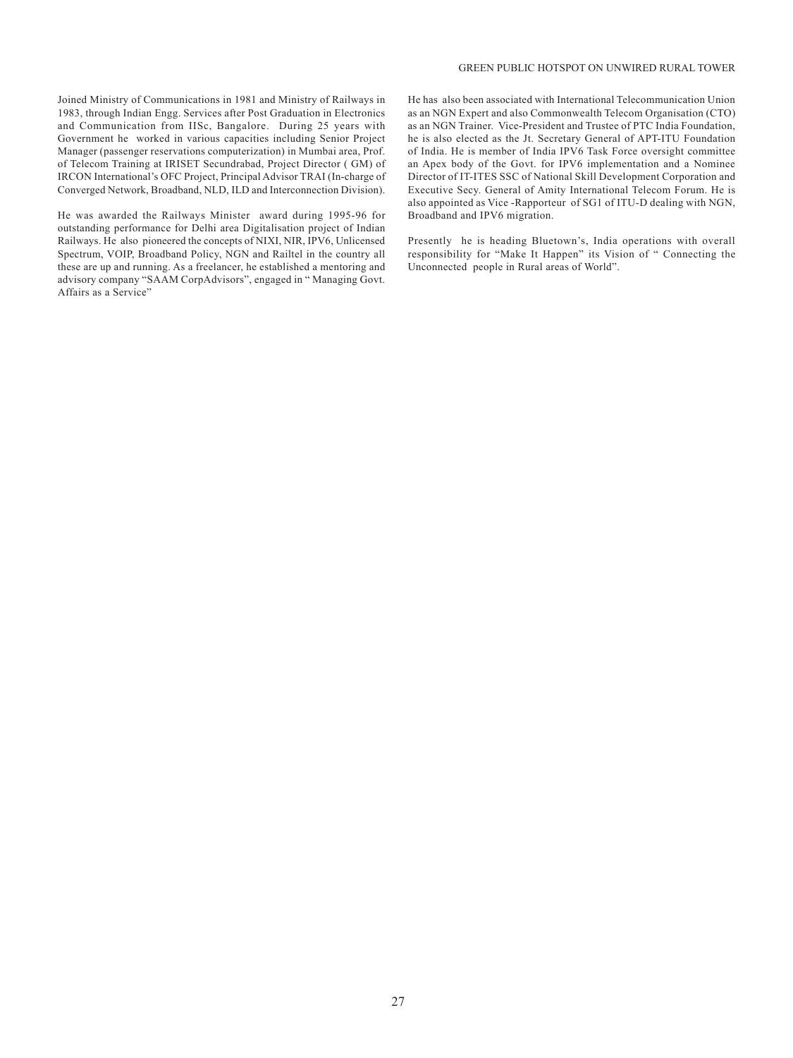Joined Ministry of Communications in 1981 and Ministry of Railways in 1983, through Indian Engg. Services after Post Graduation in Electronics and Communication from IISc, Bangalore. During 25 years with Government he worked in various capacities including Senior Project Manager (passenger reservations computerization) in Mumbai area, Prof. of Telecom Training at IRISET Secundrabad, Project Director ( GM) of IRCON International's OFC Project, Principal Advisor TRAI (In-charge of Converged Network, Broadband, NLD, ILD and Interconnection Division).

He was awarded the Railways Minister award during 1995-96 for outstanding performance for Delhi area Digitalisation project of Indian Railways. He also pioneered the concepts of NIXI, NIR, IPV6, Unlicensed Spectrum, VOIP, Broadband Policy, NGN and Railtel in the country all these are up and running. As a freelancer, he established a mentoring and advisory company "SAAM CorpAdvisors", engaged in " Managing Govt. Affairs as a Service"

He has also been associated with International Telecommunication Union as an NGN Expert and also Commonwealth Telecom Organisation (CTO) as an NGN Trainer. Vice-President and Trustee of PTC India Foundation, he is also elected as the Jt. Secretary General of APT-ITU Foundation of India. He is member of India IPV6 Task Force oversight committee an Apex body of the Govt. for IPV6 implementation and a Nominee Director of IT-ITES SSC of National Skill Development Corporation and Executive Secy. General of Amity International Telecom Forum. He is also appointed as Vice -Rapporteur of SG1 of ITU-D dealing with NGN, Broadband and IPV6 migration.

Presently he is heading Bluetown's, India operations with overall responsibility for "Make It Happen" its Vision of " Connecting the Unconnected people in Rural areas of World".